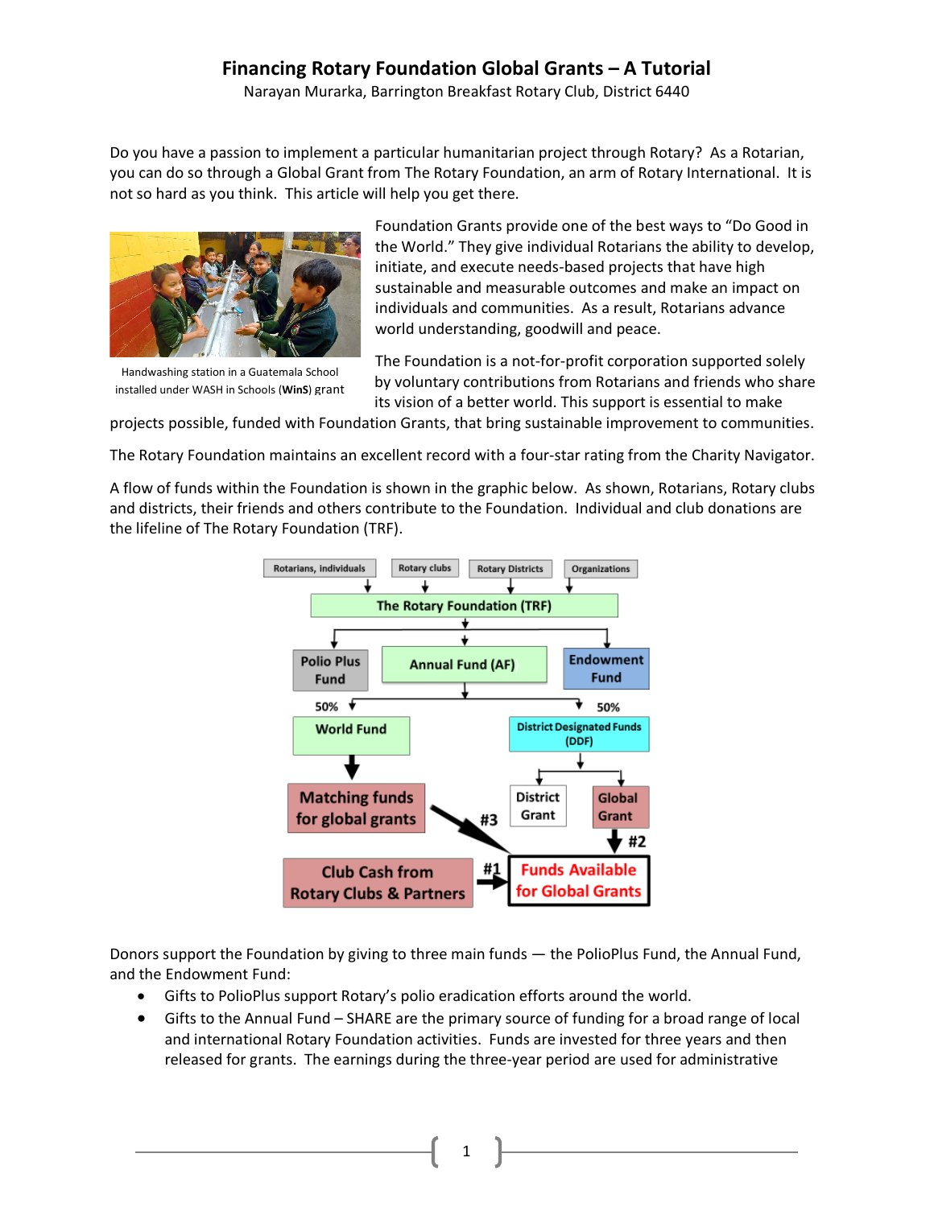# Financing Rotary Foundation Global Grants – A Tutorial

Narayan Murarka, Barrington Breakfast Rotary Club, District 6440

Do you have a passion to implement a particular humanitarian project through Rotary? As a Rotarian, you can do so through a Global Grant from The Rotary Foundation, an arm of Rotary International. It is not so hard as you think. This article will help you get there.

Handwashing station in a Guatemala School installed under WASH in Schools (**WinS**) grant

Foundation Grants provide one of the best ways to "Do Good in the World." They give individual Rotarians the ability to develop, initiate, and execute needs-based projects that have high sustainable and measurable outcomes and make an impact on individuals and communities. As a result, Rotarians advance world understanding, goodwill and peace.

The Foundation is a not-for-profit corporation supported solely by voluntary contributions from Rotarians and friends who share its vision of a better world. This support is essential to make projects possible, funded with Foundation Grants, that bring sustainable improvement to communities.

The Rotary Foundation maintains an excellent record with a four-star rating from the Charity Navigator.

A flow of funds within the Foundation is shown in the graphic below. As shown, Rotarians, Rotary clubs and districts, their friends and others contribute to the Foundation. Individual and club donations are the lifeline of The Rotary Foundation (TRF).

Donors support the Foundation by giving to three main funds — the PolioPlus Fund, the Annual Fund, and the Endowment Fund:

- Gifts to PolioPlus support Rotary's polio eradication efforts around the world.
- Gifts to the Annual Fund – SHARE are the primary source of funding for a broad range of local and international Rotary Foundation activities. Funds are invested for three years and then released for grants. The earnings during the three-year period are used for administrative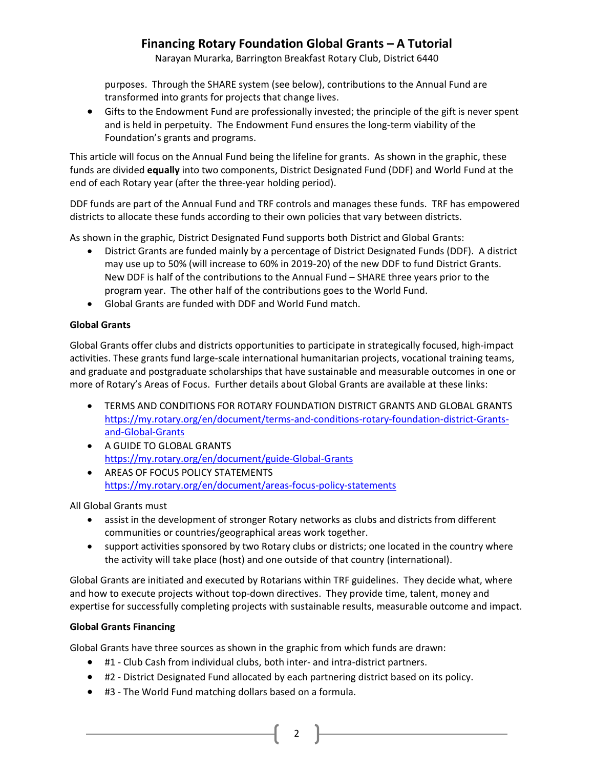purposes. Through the SHARE system (see below), contributions to the Annual Fund are transformed into grants for projects that change lives.

- Gifts to the Endowment Fund are professionally invested; the principle of the gift is never spent and is held in perpetuity. The Endowment Fund ensures the long-term viability of the Foundation's grants and programs.

This article will focus on the Annual Fund being the lifeline for grants. As shown in the graphic, these funds are divided **equally** into two components, District Designated Fund (DDF) and World Fund at the end of each Rotary year (after the three-year holding period).

DDF funds are part of the Annual Fund and TRF controls and manages these funds. TRF has empowered districts to allocate these funds according to their own policies that vary between districts.

As shown in the graphic, District Designated Fund supports both District and Global Grants:

- District Grants are funded mainly by a percentage of District Designated Funds (DDF). A district may use up to 50% (will increase to 60% in 2019-20) of the new DDF to fund District Grants. New DDF is half of the contributions to the Annual Fund – SHARE three years prior to the program year. The other half of the contributions goes to the World Fund.
- Global Grants are funded with DDF and World Fund match.

**Global Grants**

Global Grants offer clubs and districts opportunities to participate in strategically focused, high-impact activities. These grants fund large-scale international humanitarian projects, vocational training teams, and graduate and postgraduate scholarships that have sustainable and measurable outcomes in one or more of Rotary's Areas of Focus. Further details about Global Grants are available at these links:

- TERMS AND CONDITIONS FOR ROTARY FOUNDATION DISTRICT GRANTS AND GLOBAL GRANTS
  https://my.rotary.org/en/document/terms-and-conditions-rotary-foundation-district-Grants-and-Global-Grants
- A GUIDE TO GLOBAL GRANTS
  https://my.rotary.org/en/document/guide-Global-Grants
- AREAS OF FOCUS POLICY STATEMENTS
  https://my.rotary.org/en/document/areas-focus-policy-statements

All Global Grants must

- assist in the development of stronger Rotary networks as clubs and districts from different communities or countries/geographical areas work together.
- support activities sponsored by two Rotary clubs or districts; one located in the country where the activity will take place (host) and one outside of that country (international).

Global Grants are initiated and executed by Rotarians within TRF guidelines. They decide what, where and how to execute projects without top-down directives. They provide time, talent, money and expertise for successfully completing projects with sustainable results, measurable outcome and impact.

**Global Grants Financing**

Global Grants have three sources as shown in the graphic from which funds are drawn:

- #1 - Club Cash from individual clubs, both inter- and intra-district partners.
- #2 - District Designated Fund allocated by each partnering district based on its policy.
- #3 - The World Fund matching dollars based on a formula.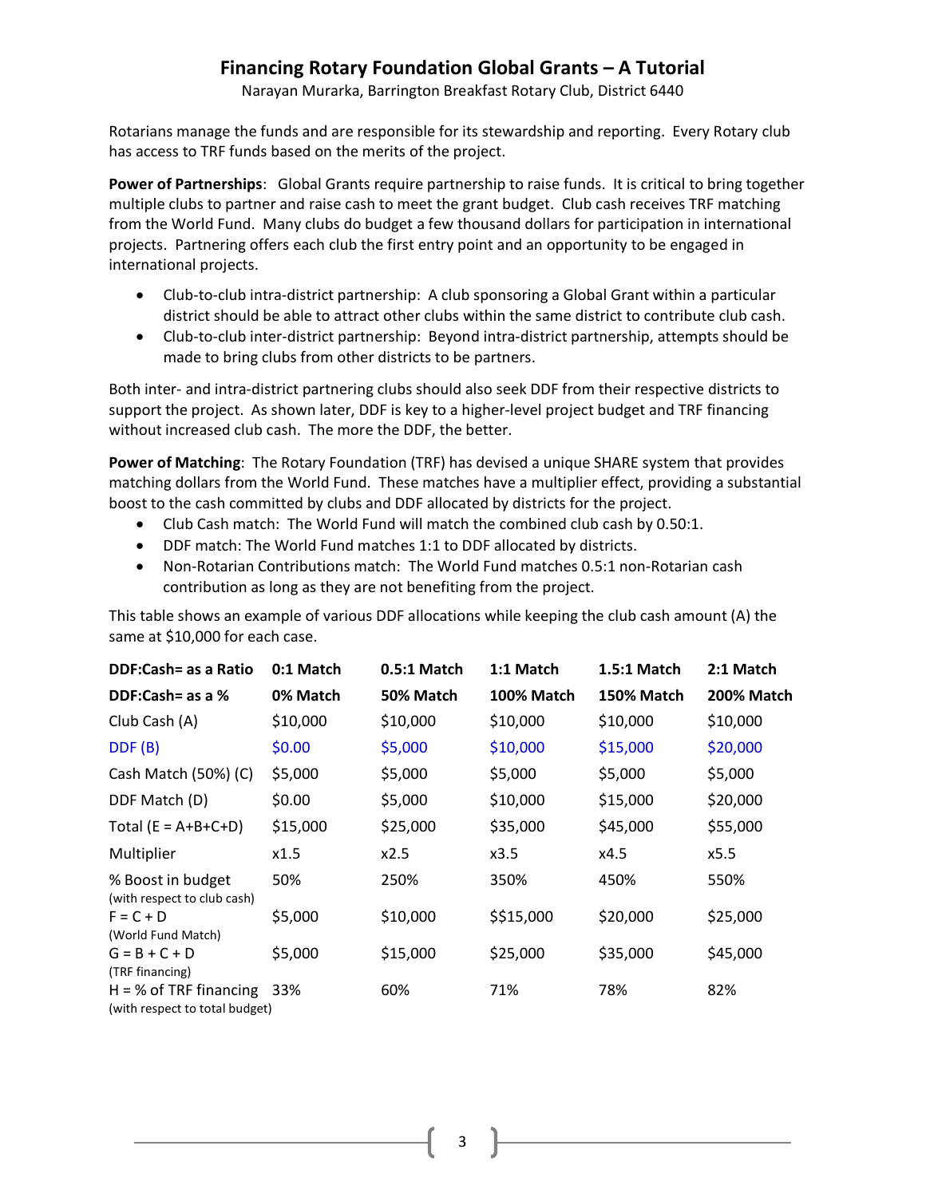# Financing Rotary Foundation Global Grants – A Tutorial

Narayan Murarka, Barrington Breakfast Rotary Club, District 6440

Rotarians manage the funds and are responsible for its stewardship and reporting. Every Rotary club has access to TRF funds based on the merits of the project.

**Power of Partnerships**: Global Grants require partnership to raise funds. It is critical to bring together multiple clubs to partner and raise cash to meet the grant budget. Club cash receives TRF matching from the World Fund. Many clubs do budget a few thousand dollars for participation in international projects. Partnering offers each club the first entry point and an opportunity to be engaged in international projects.

- Club-to-club intra-district partnership: A club sponsoring a Global Grant within a particular district should be able to attract other clubs within the same district to contribute club cash.
- Club-to-club inter-district partnership: Beyond intra-district partnership, attempts should be made to bring clubs from other districts to be partners.

Both inter- and intra-district partnering clubs should also seek DDF from their respective districts to support the project. As shown later, DDF is key to a higher-level project budget and TRF financing without increased club cash. The more the DDF, the better.

**Power of Matching**: The Rotary Foundation (TRF) has devised a unique SHARE system that provides matching dollars from the World Fund. These matches have a multiplier effect, providing a substantial boost to the cash committed by clubs and DDF allocated by districts for the project.

- Club Cash match: The World Fund will match the combined club cash by 0.50:1.
- DDF match: The World Fund matches 1:1 to DDF allocated by districts.
- Non-Rotarian Contributions match: The World Fund matches 0.5:1 non-Rotarian cash contribution as long as they are not benefiting from the project.

This table shows an example of various DDF allocations while keeping the club cash amount (A) the same at $10,000 for each case.

| **DDF:Cash= as a Ratio** | **0:1 Match** | **0.5:1 Match** | **1:1 Match** | **1.5:1 Match** | **2:1 Match** |
|---|---|---|---|---|---|
| **DDF:Cash= as a %** | **0% Match** | **50% Match** | **100% Match** | **150% Match** | **200% Match** |
| Club Cash (A) | $10,000 | $10,000 | $10,000 | $10,000 | $10,000 |
| DDF (B) | $0.00 | $5,000 | $10,000 | $15,000 | $20,000 |
| Cash Match (50%) (C) | $5,000 | $5,000 | $5,000 | $5,000 | $5,000 |
| DDF Match (D) | $0.00 | $5,000 | $10,000 | $15,000 | $20,000 |
| Total (E = A+B+C+D) | $15,000 | $25,000 | $35,000 | $45,000 | $55,000 |
| Multiplier | x1.5 | x2.5 | x3.5 | x4.5 | x5.5 |
| % Boost in budget (with respect to club cash) | 50% | 250% | 350% | 450% | 550% |
| F = C + D (World Fund Match) | $5,000 | $10,000 | $$15,000 | $20,000 | $25,000 |
| G = B + C + D (TRF financing) | $5,000 | $15,000 | $25,000 | $35,000 | $45,000 |
| H = % of TRF financing (with respect to total budget) | 33% | 60% | 71% | 78% | 82% |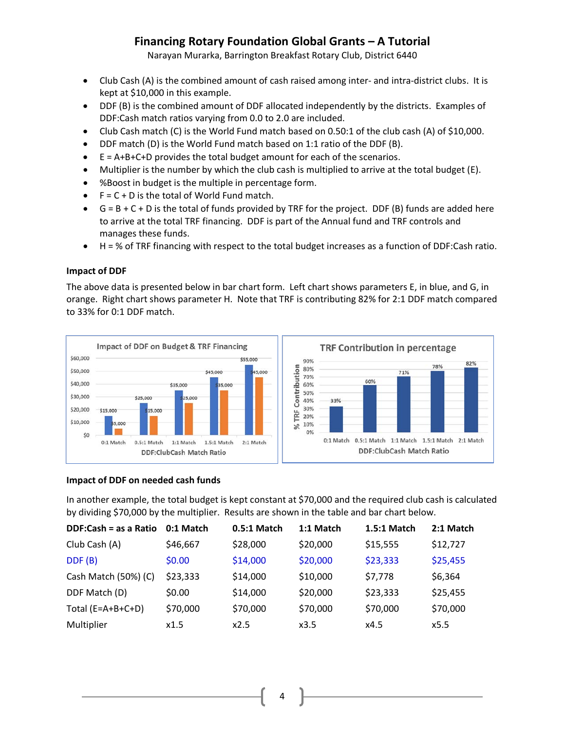- Club Cash (A) is the combined amount of cash raised among inter- and intra-district clubs. It is kept at $10,000 in this example.
- DDF (B) is the combined amount of DDF allocated independently by the districts. Examples of DDF:Cash match ratios varying from 0.0 to 2.0 are included.
- Club Cash match (C) is the World Fund match based on 0.50:1 of the club cash (A) of $10,000.
- DDF match (D) is the World Fund match based on 1:1 ratio of the DDF (B).
- E = A+B+C+D provides the total budget amount for each of the scenarios.
- Multiplier is the number by which the club cash is multiplied to arrive at the total budget (E).
- %Boost in budget is the multiple in percentage form.
- F = C + D is the total of World Fund match.
- G = B + C + D is the total of funds provided by TRF for the project. DDF (B) funds are added here to arrive at the total TRF financing. DDF is part of the Annual fund and TRF controls and manages these funds.
- H = % of TRF financing with respect to the total budget increases as a function of DDF:Cash ratio.

**Impact of DDF**

The above data is presented below in bar chart form. Left chart shows parameters E, in blue, and G, in orange. Right chart shows parameter H. Note that TRF is contributing 82% for 2:1 DDF match compared to 33% for 0:1 DDF match.

**Impact of DDF on Budget & TRF Financing**

| DDF:ClubCash Match Ratio | 0:1 Match | 0.5:1 Match | 1:1 Match | 1.5:1 Match | 2:1 Match |
|---|---|---|---|---|---|
| E | $15,000 | $25,000 | $35,000 | $45,000 | $55,000 |
| G | $5,000 | $15,000 | $25,000 | $35,000 | $45,000 |

**TRF Contribution in percentage**

| DDF:ClubCash Match Ratio | 0:1 Match | 0.5:1 Match | 1:1 Match | 1.5:1 Match | 2:1 Match |
|---|---|---|---|---|---|
| % TRF Contribution | 33% | 60% | 71% | 78% | 82% |

**Impact of DDF on needed cash funds**

In another example, the total budget is kept constant at $70,000 and the required club cash is calculated by dividing $70,000 by the multiplier. Results are shown in the table and bar chart below.

| DDF:Cash = as a Ratio | 0:1 Match | 0.5:1 Match | 1:1 Match | 1.5:1 Match | 2:1 Match |
|---|---|---|---|---|---|
| Club Cash (A) | $46,667 | $28,000 | $20,000 | $15,555 | $12,727 |
| DDF (B) | $0.00 | $14,000 | $20,000 | $23,333 | $25,455 |
| Cash Match (50%) (C) | $23,333 | $14,000 | $10,000 | $7,778 | $6,364 |
| DDF Match (D) | $0.00 | $14,000 | $20,000 | $23,333 | $25,455 |
| Total (E=A+B+C+D) | $70,000 | $70,000 | $70,000 | $70,000 | $70,000 |
| Multiplier | x1.5 | x2.5 | x3.5 | x4.5 | x5.5 |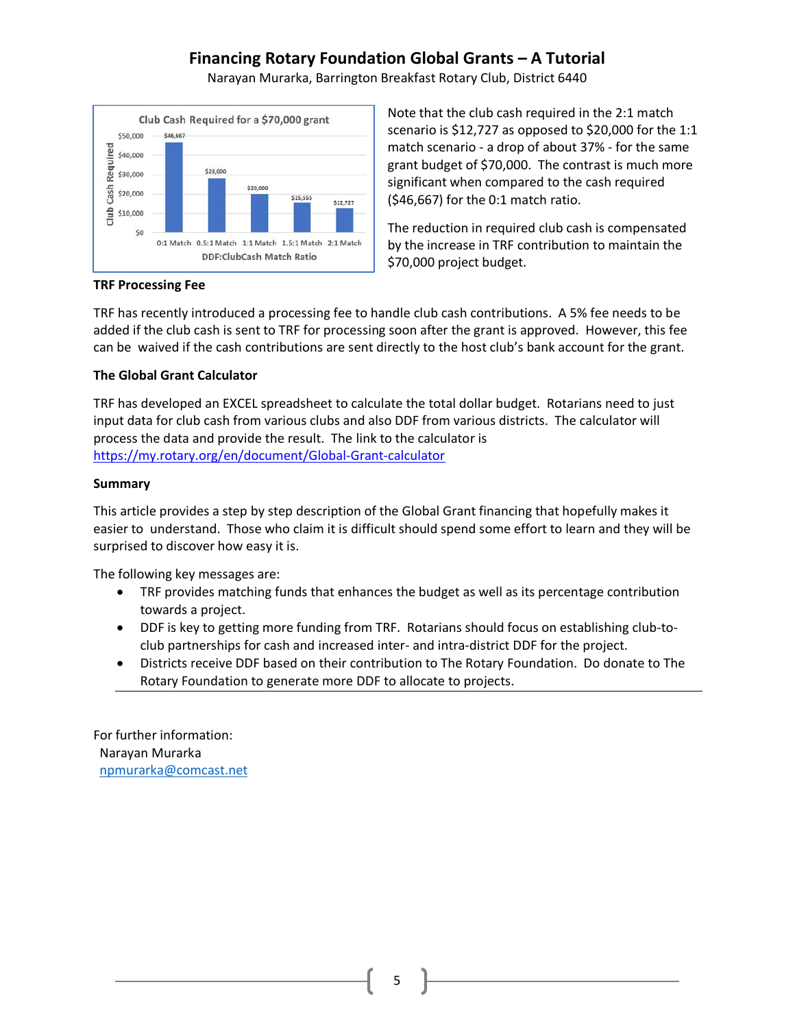# Financing Rotary Foundation Global Grants – A Tutorial

Narayan Murarka, Barrington Breakfast Rotary Club, District 6440

Club Cash Required for a $70,000 grant

Club Cash Required

$50,000
$40,000
$30,000
$20,000
$10,000
$0

$46,667
$28,000
$20,000
$15,555
$12,727

0:1 Match 0.5:1 Match 1:1 Match 1.5:1 Match 2:1 Match

DDF:ClubCash Match Ratio

Note that the club cash required in the 2:1 match scenario is $12,727 as opposed to $20,000 for the 1:1 match scenario - a drop of about 37% - for the same grant budget of $70,000. The contrast is much more significant when compared to the cash required ($46,667) for the 0:1 match ratio.

The reduction in required club cash is compensated by the increase in TRF contribution to maintain the $70,000 project budget.

**TRF Processing Fee**

TRF has recently introduced a processing fee to handle club cash contributions. A 5% fee needs to be added if the club cash is sent to TRF for processing soon after the grant is approved. However, this fee can be waived if the cash contributions are sent directly to the host club's bank account for the grant.

**The Global Grant Calculator**

TRF has developed an EXCEL spreadsheet to calculate the total dollar budget. Rotarians need to just input data for club cash from various clubs and also DDF from various districts. The calculator will process the data and provide the result. The link to the calculator is https://my.rotary.org/en/document/Global-Grant-calculator

**Summary**

This article provides a step by step description of the Global Grant financing that hopefully makes it easier to understand. Those who claim it is difficult should spend some effort to learn and they will be surprised to discover how easy it is.

The following key messages are:

- TRF provides matching funds that enhances the budget as well as its percentage contribution towards a project.
- DDF is key to getting more funding from TRF. Rotarians should focus on establishing club-to-club partnerships for cash and increased inter- and intra-district DDF for the project.
- Districts receive DDF based on their contribution to The Rotary Foundation. Do donate to The Rotary Foundation to generate more DDF to allocate to projects.

For further information:
Narayan Murarka
npmurarka@comcast.net